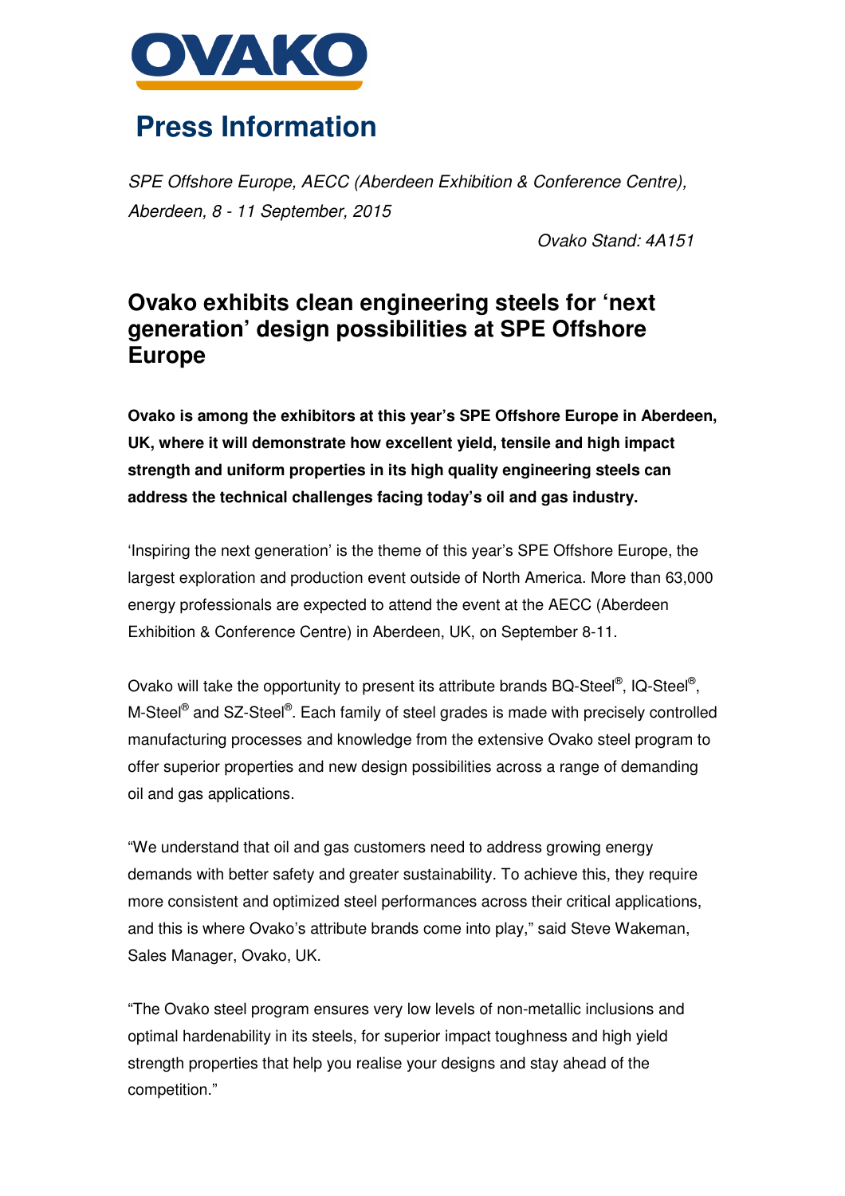# Press Information

*SPE Offshore Europe, AECC (Aberdeen Exhibition & Conference Centre), Aberdeen, 8 - 11 September, 2015*

*Ovako Stand: 4A151*

## Ovako exhibits clean engineering steels for 'next generation' design possibilities at SPE Offshore Europe

**Ovako is among the exhibitors at this year's SPE Offshore Europe in Aberdeen, UK, where it will demonstrate how excellent yield, tensile and high impact strength and uniform properties in its high quality engineering steels can address the technical challenges facing today's oil and gas industry.**

'Inspiring the next generation' is the theme of this year's SPE Offshore Europe, the largest exploration and production event outside of North America. More than 63,000 energy professionals are expected to attend the event at the AECC (Aberdeen Exhibition & Conference Centre) in Aberdeen, UK, on September 8-11.

Ovako will take the opportunity to present its attribute brands BQ-Steel®, IQ-Steel®, M-Steel® and SZ-Steel®. Each family of steel grades is made with precisely controlled manufacturing processes and knowledge from the extensive Ovako steel program to offer superior properties and new design possibilities across a range of demanding oil and gas applications.

"We understand that oil and gas customers need to address growing energy demands with better safety and greater sustainability. To achieve this, they require more consistent and optimized steel performances across their critical applications, and this is where Ovako's attribute brands come into play," said Steve Wakeman, Sales Manager, Ovako, UK.

"The Ovako steel program ensures very low levels of non-metallic inclusions and optimal hardenability in its steels, for superior impact toughness and high yield strength properties that help you realise your designs and stay ahead of the competition."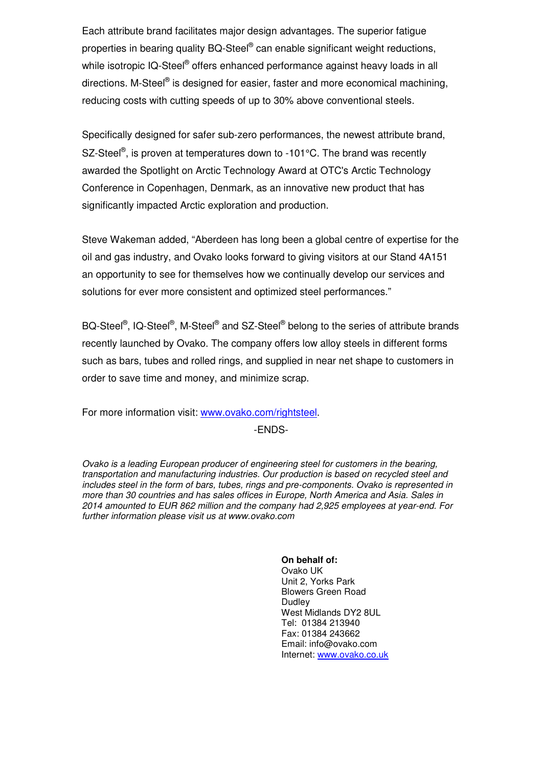Each attribute brand facilitates major design advantages. The superior fatigue properties in bearing quality BQ-Steel® can enable significant weight reductions, while isotropic IQ-Steel® offers enhanced performance against heavy loads in all directions. M-Steel® is designed for easier, faster and more economical machining, reducing costs with cutting speeds of up to 30% above conventional steels.

Specifically designed for safer sub-zero performances, the newest attribute brand, SZ-Steel®, is proven at temperatures down to -101°C. The brand was recently awarded the Spotlight on Arctic Technology Award at OTC's Arctic Technology Conference in Copenhagen, Denmark, as an innovative new product that has significantly impacted Arctic exploration and production.

Steve Wakeman added, "Aberdeen has long been a global centre of expertise for the oil and gas industry, and Ovako looks forward to giving visitors at our Stand 4A151 an opportunity to see for themselves how we continually develop our services and solutions for ever more consistent and optimized steel performances."

BQ-Steel®, IQ-Steel®, M-Steel® and SZ-Steel® belong to the series of attribute brands recently launched by Ovako. The company offers low alloy steels in different forms such as bars, tubes and rolled rings, and supplied in near net shape to customers in order to save time and money, and minimize scrap.

For more information visit: [www.ovako.com/rightsteel](www.ovako.com/rightsteel).

-ENDS-

*Ovako is a leading European producer of engineering steel for customers in the bearing, transportation and manufacturing industries. Our production is based on recycled steel and includes steel in the form of bars, tubes, rings and pre-components. Ovako is represented in more than 30 countries and has sales offices in Europe, North America and Asia. Sales in 2014 amounted to EUR 862 million and the company had 2,925 employees at year-end. For further information please visit us at www.ovako.com*

**On behalf of:**
Ovako UK
Unit 2, Yorks Park
Blowers Green Road
Dudley
West Midlands DY2 8UL
Tel: 01384 213940
Fax: 01384 243662
Email: info@ovako.com
Internet: [www.ovako.co.uk](www.ovako.co.uk)